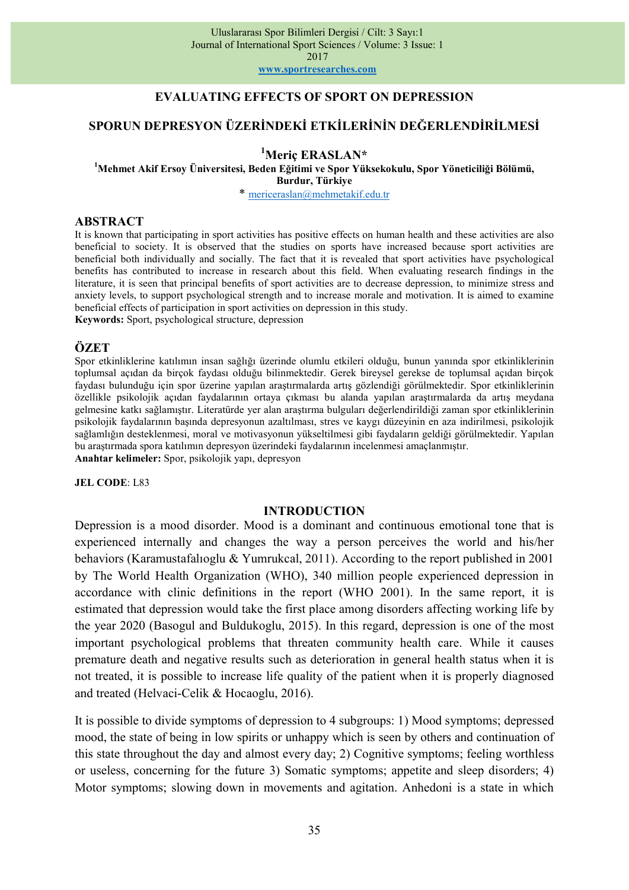# EVALUATING EFFECTS OF SPORT ON DEPRESSION

# SPORUN DEPRESYON ÜZERİNDEKİ ETKİLERİNİN DEĞERLENDİRİLMESİ

**[1]Meriç ERASLAN***

**[1]Mehmet Akif Ersoy Üniversitesi, Beden Eğitimi ve Spor Yüksekokulu, Spor Yöneticiliği Bölümü, Burdur, Türkiye**

* mericeraslan@mehmetakif.edu.tr

## ABSTRACT

It is known that participating in sport activities has positive effects on human health and these activities are also beneficial to society. It is observed that the studies on sports have increased because sport activities are beneficial both individually and socially. The fact that it is revealed that sport activities have psychological benefits has contributed to increase in research about this field. When evaluating research findings in the literature, it is seen that principal benefits of sport activities are to decrease depression, to minimize stress and anxiety levels, to support psychological strength and to increase morale and motivation. It is aimed to examine beneficial effects of participation in sport activities on depression in this study.

**Keywords:** Sport, psychological structure, depression

## ÖZET

Spor etkinliklerine katılımın insan sağlığı üzerinde olumlu etkileri olduğu, bunun yanında spor etkinliklerinin toplumsal açıdan da birçok faydası olduğu bilinmektedir. Gerek bireysel gerekse de toplumsal açıdan birçok faydası bulunduğu için spor üzerine yapılan araştırmalarda artış gözlendiği görülmektedir. Spor etkinliklerinin özellikle psikolojik açıdan faydalarının ortaya çıkması bu alanda yapılan araştırmalarda da artış meydana gelmesine katkı sağlamıştır. Literatürde yer alan araştırma bulguları değerlendirildiği zaman spor etkinliklerinin psikolojik faydalarının başında depresyonun azaltılması, stres ve kaygı düzeyinin en aza indirilmesi, psikolojik sağlamlığın desteklenmesi, moral ve motivasyonun yükseltilmesi gibi faydaların geldiği görülmektedir. Yapılan bu araştırmada spora katılımın depresyon üzerindeki faydalarının incelenmesi amaçlanmıştır.

**Anahtar kelimeler:** Spor, psikolojik yapı, depresyon

**JEL CODE**: L83

## INTRODUCTION

Depression is a mood disorder. Mood is a dominant and continuous emotional tone that is experienced internally and changes the way a person perceives the world and his/her behaviors (Karamustafalıoglu & Yumrukcal, 2011). According to the report published in 2001 by The World Health Organization (WHO), 340 million people experienced depression in accordance with clinic definitions in the report (WHO 2001). In the same report, it is estimated that depression would take the first place among disorders affecting working life by the year 2020 (Basogul and Buldukoglu, 2015). In this regard, depression is one of the most important psychological problems that threaten community health care. While it causes premature death and negative results such as deterioration in general health status when it is not treated, it is possible to increase life quality of the patient when it is properly diagnosed and treated (Helvaci-Celik & Hocaoglu, 2016).

It is possible to divide symptoms of depression to 4 subgroups: 1) Mood symptoms; depressed mood, the state of being in low spirits or unhappy which is seen by others and continuation of this state throughout the day and almost every day; 2) Cognitive symptoms; feeling worthless or useless, concerning for the future 3) Somatic symptoms; appetite and sleep disorders; 4) Motor symptoms; slowing down in movements and agitation. Anhedoni is a state in which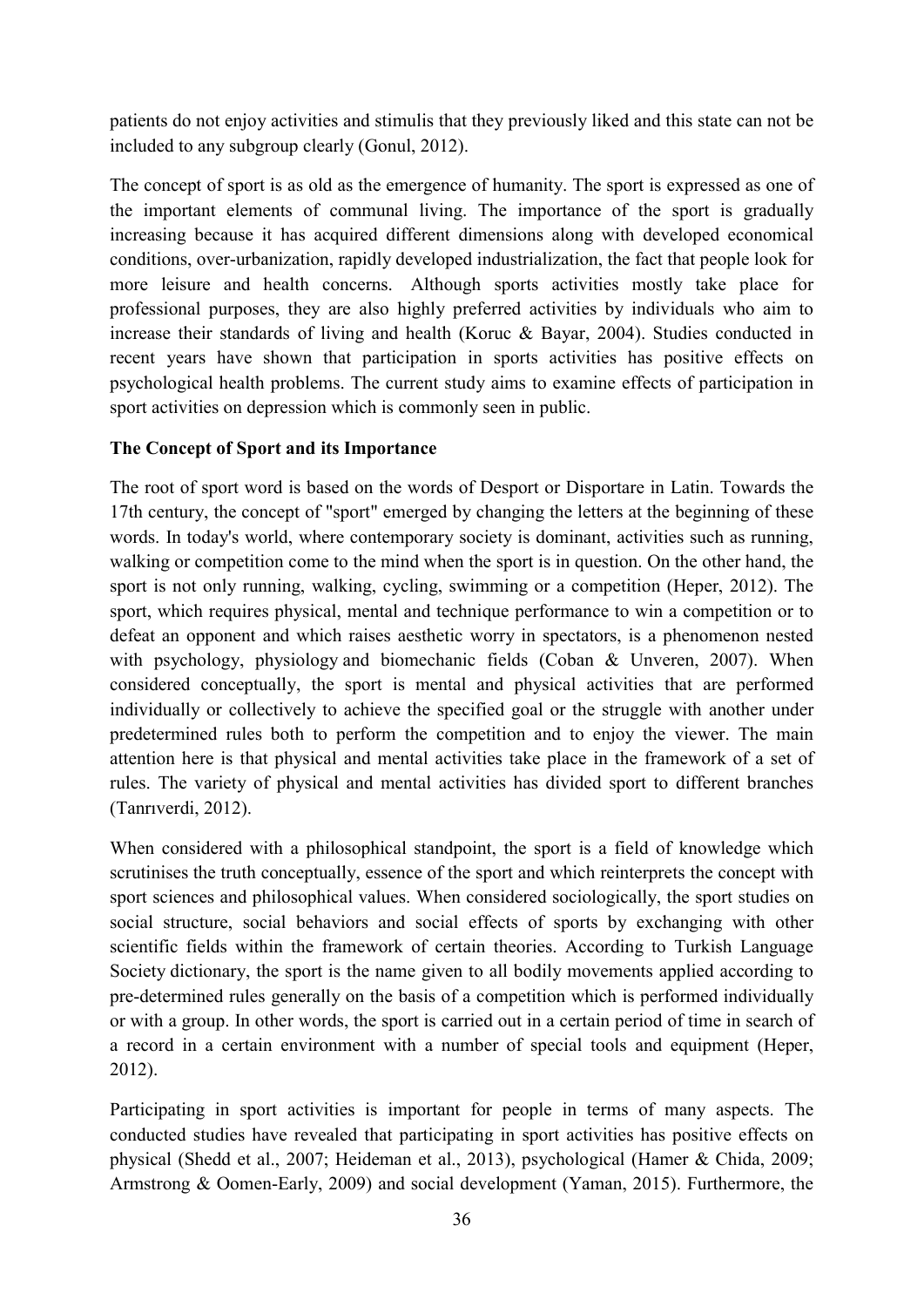patients do not enjoy activities and stimulis that they previously liked and this state can not be included to any subgroup clearly (Gonul, 2012).

The concept of sport is as old as the emergence of humanity. The sport is expressed as one of the important elements of communal living. The importance of the sport is gradually increasing because it has acquired different dimensions along with developed economical conditions, over-urbanization, rapidly developed industrialization, the fact that people look for more leisure and health concerns. Although sports activities mostly take place for professional purposes, they are also highly preferred activities by individuals who aim to increase their standards of living and health (Koruc & Bayar, 2004). Studies conducted in recent years have shown that participation in sports activities has positive effects on psychological health problems. The current study aims to examine effects of participation in sport activities on depression which is commonly seen in public.

**The Concept of Sport and its Importance**

The root of sport word is based on the words of Desport or Disportare in Latin. Towards the 17th century, the concept of "sport" emerged by changing the letters at the beginning of these words. In today's world, where contemporary society is dominant, activities such as running, walking or competition come to the mind when the sport is in question. On the other hand, the sport is not only running, walking, cycling, swimming or a competition (Heper, 2012). The sport, which requires physical, mental and technique performance to win a competition or to defeat an opponent and which raises aesthetic worry in spectators, is a phenomenon nested with psychology, physiology and biomechanic fields (Coban & Unveren, 2007). When considered conceptually, the sport is mental and physical activities that are performed individually or collectively to achieve the specified goal or the struggle with another under predetermined rules both to perform the competition and to enjoy the viewer. The main attention here is that physical and mental activities take place in the framework of a set of rules. The variety of physical and mental activities has divided sport to different branches (Tanrıverdi, 2012).

When considered with a philosophical standpoint, the sport is a field of knowledge which scrutinises the truth conceptually, essence of the sport and which reinterprets the concept with sport sciences and philosophical values. When considered sociologically, the sport studies on social structure, social behaviors and social effects of sports by exchanging with other scientific fields within the framework of certain theories. According to Turkish Language Society dictionary, the sport is the name given to all bodily movements applied according to pre-determined rules generally on the basis of a competition which is performed individually or with a group. In other words, the sport is carried out in a certain period of time in search of a record in a certain environment with a number of special tools and equipment (Heper, 2012).

Participating in sport activities is important for people in terms of many aspects. The conducted studies have revealed that participating in sport activities has positive effects on physical (Shedd et al., 2007; Heideman et al., 2013), psychological (Hamer & Chida, 2009; Armstrong & Oomen-Early, 2009) and social development (Yaman, 2015). Furthermore, the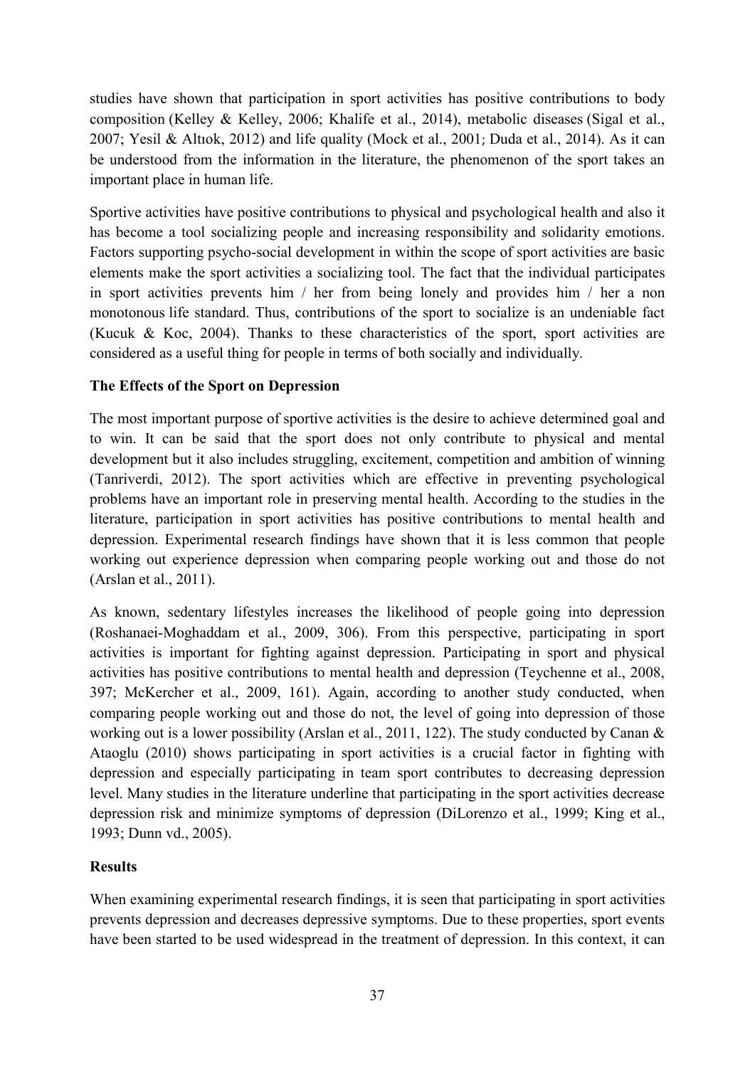studies have shown that participation in sport activities has positive contributions to body composition (Kelley & Kelley, 2006; Khalife et al., 2014), metabolic diseases (Sigal et al., 2007; Yesil & Altıok, 2012) and life quality (Mock et al., 2001; Duda et al., 2014). As it can be understood from the information in the literature, the phenomenon of the sport takes an important place in human life.

Sportive activities have positive contributions to physical and psychological health and also it has become a tool socializing people and increasing responsibility and solidarity emotions. Factors supporting psycho-social development in within the scope of sport activities are basic elements make the sport activities a socializing tool. The fact that the individual participates in sport activities prevents him / her from being lonely and provides him / her a non monotonous life standard. Thus, contributions of the sport to socialize is an undeniable fact (Kucuk & Koc, 2004). Thanks to these characteristics of the sport, sport activities are considered as a useful thing for people in terms of both socially and individually.

**The Effects of the Sport on Depression**

The most important purpose of sportive activities is the desire to achieve determined goal and to win. It can be said that the sport does not only contribute to physical and mental development but it also includes struggling, excitement, competition and ambition of winning (Tanriverdi, 2012). The sport activities which are effective in preventing psychological problems have an important role in preserving mental health. According to the studies in the literature, participation in sport activities has positive contributions to mental health and depression. Experimental research findings have shown that it is less common that people working out experience depression when comparing people working out and those do not (Arslan et al., 2011).

As known, sedentary lifestyles increases the likelihood of people going into depression (Roshanaei-Moghaddam et al., 2009, 306). From this perspective, participating in sport activities is important for fighting against depression. Participating in sport and physical activities has positive contributions to mental health and depression (Teychenne et al., 2008, 397; McKercher et al., 2009, 161). Again, according to another study conducted, when comparing people working out and those do not, the level of going into depression of those working out is a lower possibility (Arslan et al., 2011, 122). The study conducted by Canan & Ataoglu (2010) shows participating in sport activities is a crucial factor in fighting with depression and especially participating in team sport contributes to decreasing depression level. Many studies in the literature underline that participating in the sport activities decrease depression risk and minimize symptoms of depression (DiLorenzo et al., 1999; King et al., 1993; Dunn vd., 2005).

**Results**

When examining experimental research findings, it is seen that participating in sport activities prevents depression and decreases depressive symptoms. Due to these properties, sport events have been started to be used widespread in the treatment of depression. In this context, it can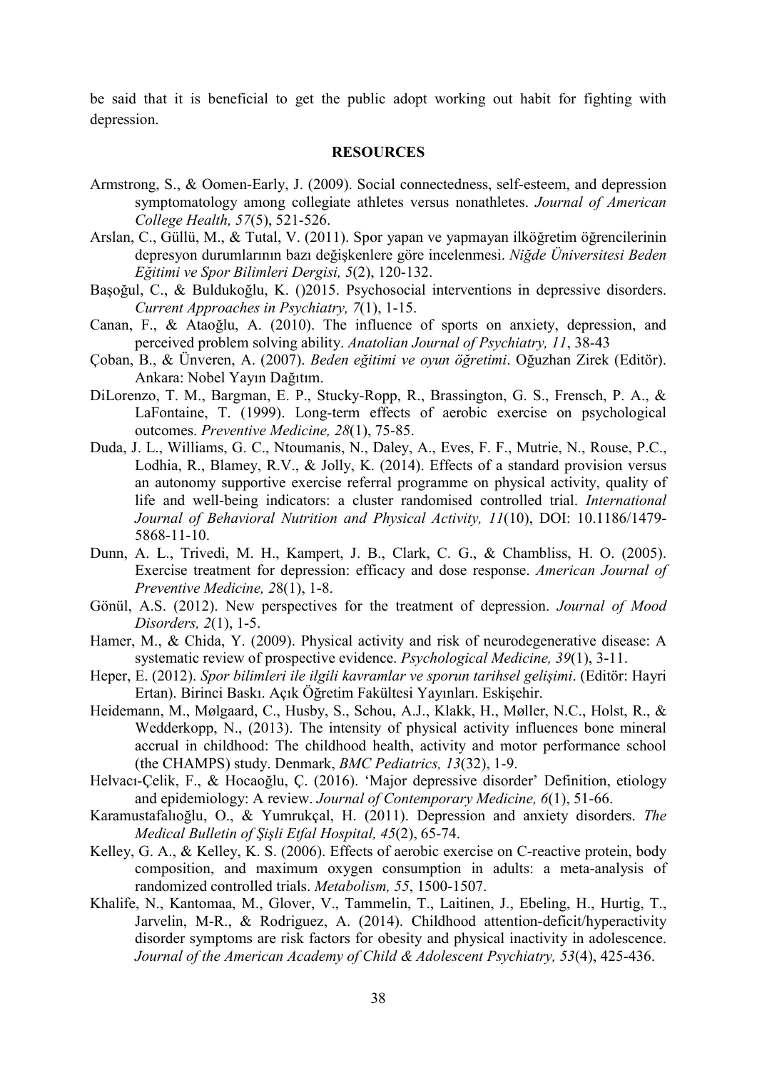be said that it is beneficial to get the public adopt working out habit for fighting with depression.

## RESOURCES

Armstrong, S., & Oomen-Early, J. (2009). Social connectedness, self-esteem, and depression symptomatology among collegiate athletes versus nonathletes. *Journal of American College Health, 57*(5), 521-526.

Arslan, C., Güllü, M., & Tutal, V. (2011). Spor yapan ve yapmayan ilköğretim öğrencilerinin depresyon durumlarının bazı değişkenlere göre incelenmesi. *Niğde Üniversitesi Beden Eğitimi ve Spor Bilimleri Dergisi, 5*(2), 120-132.

Başoğul, C., & Buldukoğlu, K. ()2015. Psychosocial interventions in depressive disorders. *Current Approaches in Psychiatry, 7*(1), 1-15.

Canan, F., & Ataoğlu, A. (2010). The influence of sports on anxiety, depression, and perceived problem solving ability. *Anatolian Journal of Psychiatry, 11*, 38-43

Çoban, B., & Ünveren, A. (2007). *Beden eğitimi ve oyun öğretimi*. Oğuzhan Zirek (Editör). Ankara: Nobel Yayın Dağıtım.

DiLorenzo, T. M., Bargman, E. P., Stucky-Ropp, R., Brassington, G. S., Frensch, P. A., & LaFontaine, T. (1999). Long-term effects of aerobic exercise on psychological outcomes. *Preventive Medicine, 28*(1), 75-85.

Duda, J. L., Williams, G. C., Ntoumanis, N., Daley, A., Eves, F. F., Mutrie, N., Rouse, P.C., Lodhia, R., Blamey, R.V., & Jolly, K. (2014). Effects of a standard provision versus an autonomy supportive exercise referral programme on physical activity, quality of life and well-being indicators: a cluster randomised controlled trial. *International Journal of Behavioral Nutrition and Physical Activity, 11*(10), DOI: 10.1186/1479-5868-11-10.

Dunn, A. L., Trivedi, M. H., Kampert, J. B., Clark, C. G., & Chambliss, H. O. (2005). Exercise treatment for depression: efficacy and dose response. *American Journal of Preventive Medicine, 2*8(1), 1-8.

Gönül, A.S. (2012). New perspectives for the treatment of depression. *Journal of Mood Disorders, 2*(1), 1-5.

Hamer, M., & Chida, Y. (2009). Physical activity and risk of neurodegenerative disease: A systematic review of prospective evidence. *Psychological Medicine, 39*(1), 3-11.

Heper, E. (2012). *Spor bilimleri ile ilgili kavramlar ve sporun tarihsel gelişimi*. (Editör: Hayri Ertan). Birinci Baskı. Açık Öğretim Fakültesi Yayınları. Eskişehir.

Heidemann, M., Mølgaard, C., Husby, S., Schou, A.J., Klakk, H., Møller, N.C., Holst, R., & Wedderkopp, N., (2013). The intensity of physical activity influences bone mineral accrual in childhood: The childhood health, activity and motor performance school (the CHAMPS) study. Denmark, *BMC Pediatrics, 13*(32), 1-9.

Helvacı-Çelik, F., & Hocaoğlu, Ç. (2016). 'Major depressive disorder' Definition, etiology and epidemiology: A review. *Journal of Contemporary Medicine, 6*(1), 51-66.

Karamustafalıoğlu, O., & Yumrukçal, H. (2011). Depression and anxiety disorders. *The Medical Bulletin of Şişli Etfal Hospital, 45*(2), 65-74.

Kelley, G. A., & Kelley, K. S. (2006). Effects of aerobic exercise on C-reactive protein, body composition, and maximum oxygen consumption in adults: a meta-analysis of randomized controlled trials. *Metabolism, 55*, 1500-1507.

Khalife, N., Kantomaa, M., Glover, V., Tammelin, T., Laitinen, J., Ebeling, H., Hurtig, T., Jarvelin, M-R., & Rodriguez, A. (2014). Childhood attention-deficit/hyperactivity disorder symptoms are risk factors for obesity and physical inactivity in adolescence. *Journal of the American Academy of Child & Adolescent Psychiatry, 53*(4), 425-436.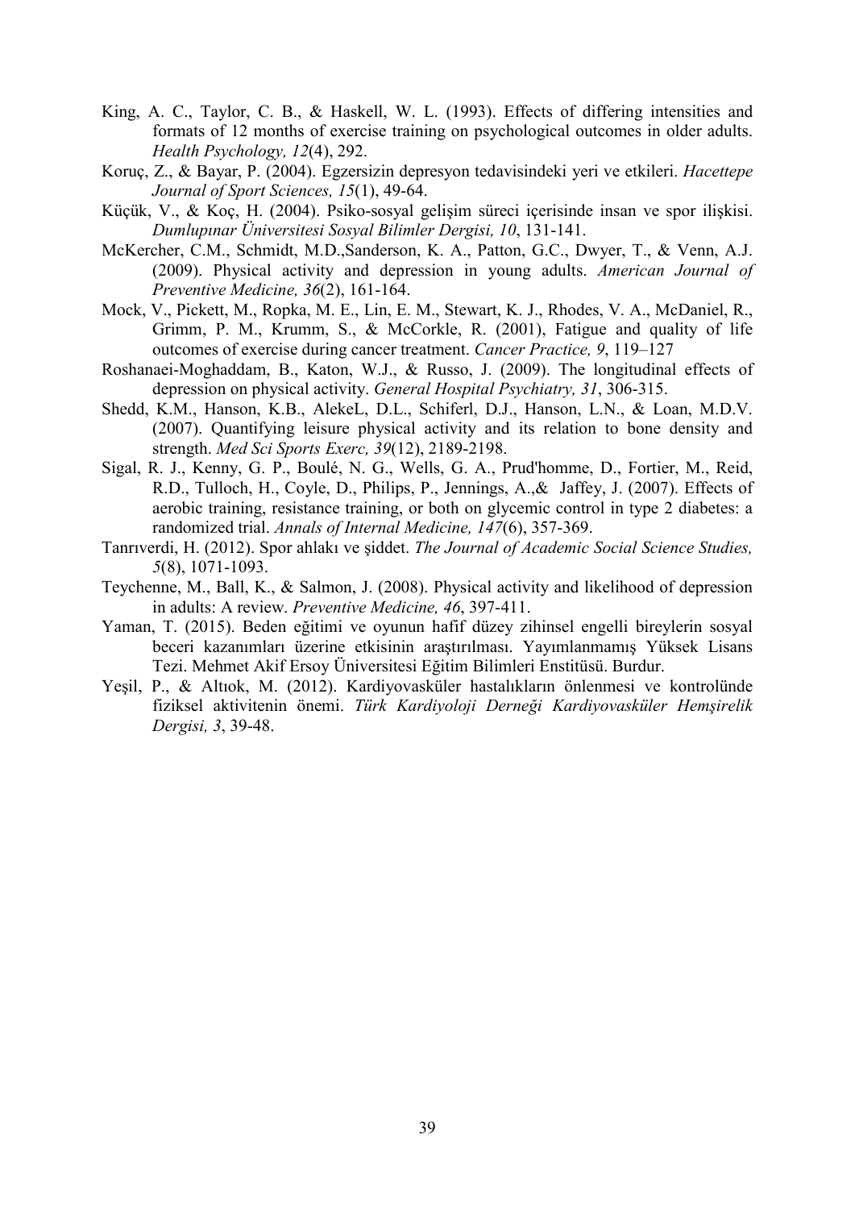King, A. C., Taylor, C. B., & Haskell, W. L. (1993). Effects of differing intensities and formats of 12 months of exercise training on psychological outcomes in older adults. *Health Psychology, 12*(4), 292.

Koruç, Z., & Bayar, P. (2004). Egzersizin depresyon tedavisindeki yeri ve etkileri. *Hacettepe Journal of Sport Sciences, 15*(1), 49-64.

Küçük, V., & Koç, H. (2004). Psiko-sosyal gelişim süreci içerisinde insan ve spor ilişkisi. *Dumlupınar Üniversitesi Sosyal Bilimler Dergisi, 10*, 131-141.

McKercher, C.M., Schmidt, M.D.,Sanderson, K. A., Patton, G.C., Dwyer, T., & Venn, A.J. (2009). Physical activity and depression in young adults. *American Journal of Preventive Medicine, 36*(2), 161-164.

Mock, V., Pickett, M., Ropka, M. E., Lin, E. M., Stewart, K. J., Rhodes, V. A., McDaniel, R., Grimm, P. M., Krumm, S., & McCorkle, R. (2001), Fatigue and quality of life outcomes of exercise during cancer treatment. *Cancer Practice, 9*, 119–127

Roshanaei-Moghaddam, B., Katon, W.J., & Russo, J. (2009). The longitudinal effects of depression on physical activity. *General Hospital Psychiatry, 31*, 306-315.

Shedd, K.M., Hanson, K.B., AlekeL, D.L., Schiferl, D.J., Hanson, L.N., & Loan, M.D.V. (2007). Quantifying leisure physical activity and its relation to bone density and strength. *Med Sci Sports Exerc, 39*(12), 2189-2198.

Sigal, R. J., Kenny, G. P., Boulé, N. G., Wells, G. A., Prud'homme, D., Fortier, M., Reid, R.D., Tulloch, H., Coyle, D., Philips, P., Jennings, A.,& Jaffey, J. (2007). Effects of aerobic training, resistance training, or both on glycemic control in type 2 diabetes: a randomized trial. *Annals of Internal Medicine, 147*(6), 357-369.

Tanrıverdi, H. (2012). Spor ahlakı ve şiddet. *The Journal of Academic Social Science Studies, 5*(8), 1071-1093.

Teychenne, M., Ball, K., & Salmon, J. (2008). Physical activity and likelihood of depression in adults: A review. *Preventive Medicine, 46*, 397-411.

Yaman, T. (2015). Beden eğitimi ve oyunun hafif düzey zihinsel engelli bireylerin sosyal beceri kazanımları üzerine etkisinin araştırılması. Yayımlanmamış Yüksek Lisans Tezi. Mehmet Akif Ersoy Üniversitesi Eğitim Bilimleri Enstitüsü. Burdur.

Yeşil, P., & Altıok, M. (2012). Kardiyovasküler hastalıkların önlenmesi ve kontrolünde fiziksel aktivitenin önemi. *Türk Kardiyoloji Derneği Kardiyovasküler Hemşirelik Dergisi, 3*, 39-48.